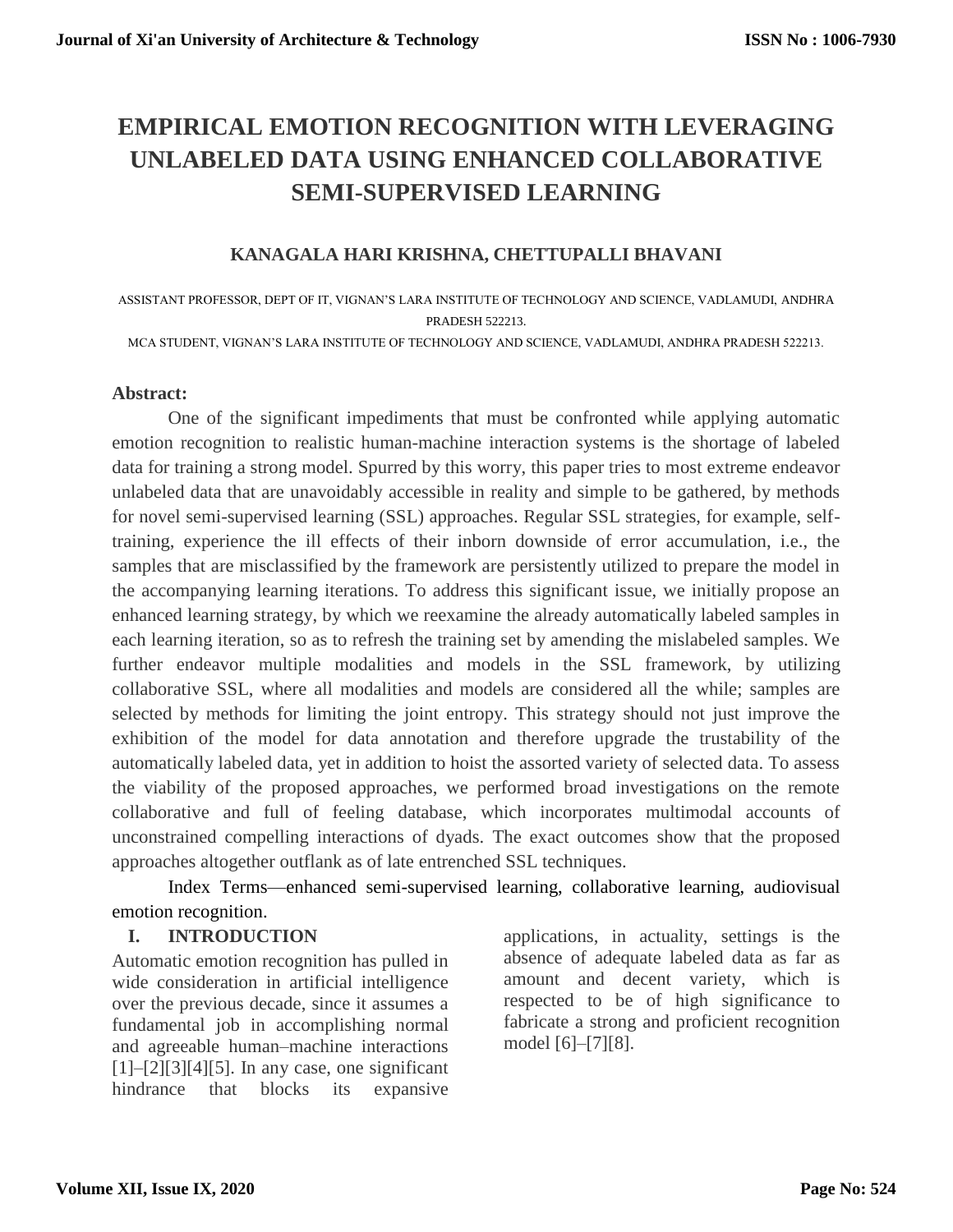# EMPIRICAL EMOTION RECOGNITION WITH LEVERAGING UNLABELED DATA USING ENHANCED COLLABORATIVE SEMI-SUPERVISED LEARNING

### KANAGALA HARI KRISHNA, CHETTUPALLI BHAVANI

ASSISTANT PROFESSOR, DEPT OF IT, VIGNAN'S LARA INSTITUTE OF TECHNOLOGY AND SCIENCE, VADLAMUDI, ANDHRA PRADESH 522213.

MCA STUDENT, VIGNAN'S LARA INSTITUTE OF TECHNOLOGY AND SCIENCE, VADLAMUDI, ANDHRA PRADESH 522213.

**Abstract:**

One of the significant impediments that must be confronted while applying automatic emotion recognition to realistic human-machine interaction systems is the shortage of labeled data for training a strong model. Spurred by this worry, this paper tries to most extreme endeavor unlabeled data that are unavoidably accessible in reality and simple to be gathered, by methods for novel semi-supervised learning (SSL) approaches. Regular SSL strategies, for example, self-training, experience the ill effects of their inborn downside of error accumulation, i.e., the samples that are misclassified by the framework are persistently utilized to prepare the model in the accompanying learning iterations. To address this significant issue, we initially propose an enhanced learning strategy, by which we reexamine the already automatically labeled samples in each learning iteration, so as to refresh the training set by amending the mislabeled samples. We further endeavor multiple modalities and models in the SSL framework, by utilizing collaborative SSL, where all modalities and models are considered all the while; samples are selected by methods for limiting the joint entropy. This strategy should not just improve the exhibition of the model for data annotation and therefore upgrade the trustability of the automatically labeled data, yet in addition to hoist the assorted variety of selected data. To assess the viability of the proposed approaches, we performed broad investigations on the remote collaborative and full of feeling database, which incorporates multimodal accounts of unconstrained compelling interactions of dyads. The exact outcomes show that the proposed approaches altogether outflank as of late entrenched SSL techniques.

Index Terms—enhanced semi-supervised learning, collaborative learning, audiovisual emotion recognition.

## I. INTRODUCTION

Automatic emotion recognition has pulled in wide consideration in artificial intelligence over the previous decade, since it assumes a fundamental job in accomplishing normal and agreeable human–machine interactions [1]–[2][3][4][5]. In any case, one significant hindrance that blocks its expansive applications, in actuality, settings is the absence of adequate labeled data as far as amount and decent variety, which is respected to be of high significance to fabricate a strong and proficient recognition model [6]–[7][8].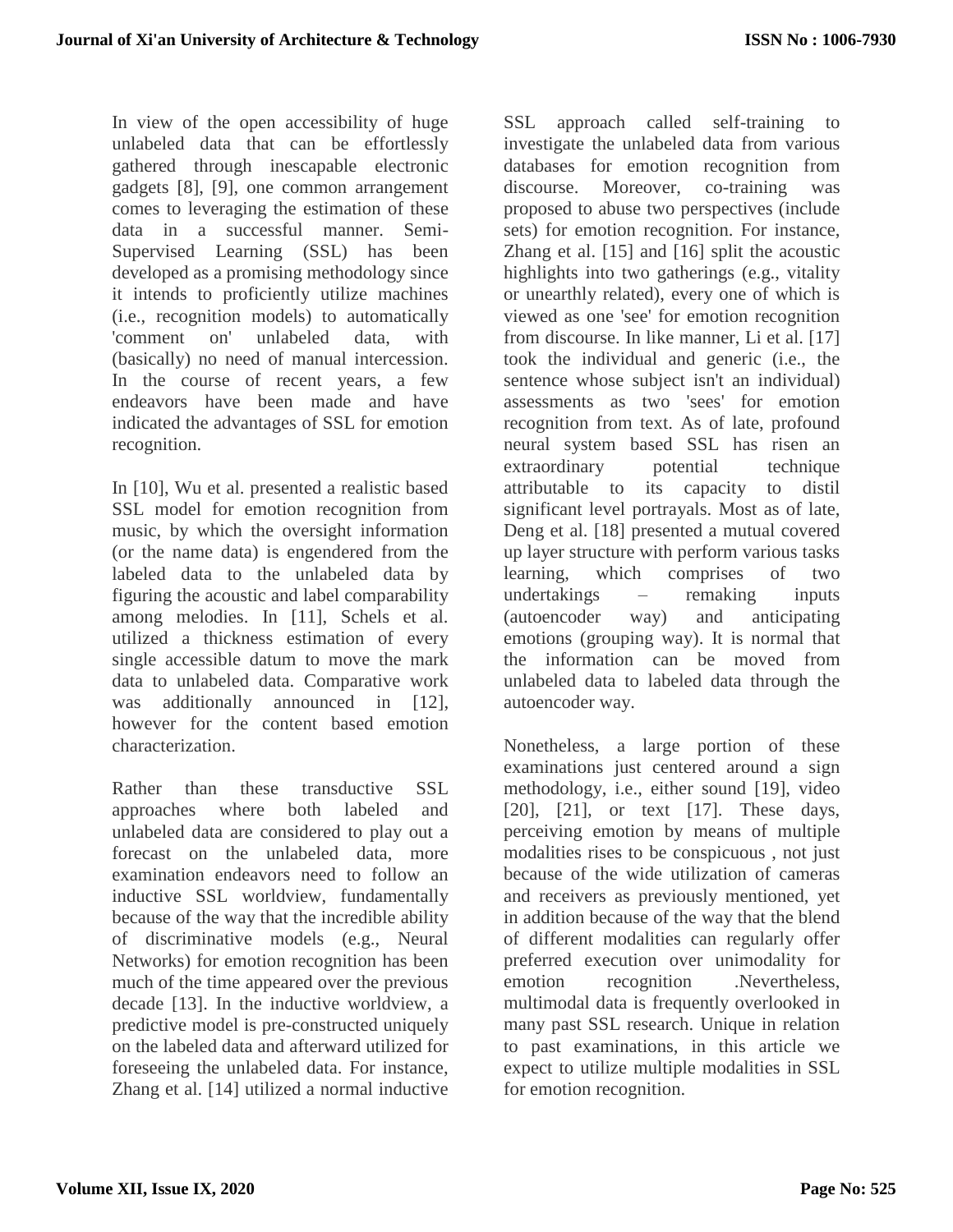In view of the open accessibility of huge unlabeled data that can be effortlessly gathered through inescapable electronic gadgets [8], [9], one common arrangement comes to leveraging the estimation of these data in a successful manner. Semi-Supervised Learning (SSL) has been developed as a promising methodology since it intends to proficiently utilize machines (i.e., recognition models) to automatically 'comment on' unlabeled data, with (basically) no need of manual intercession. In the course of recent years, a few endeavors have been made and have indicated the advantages of SSL for emotion recognition.

In [10], Wu et al. presented a realistic based SSL model for emotion recognition from music, by which the oversight information (or the name data) is engendered from the labeled data to the unlabeled data by figuring the acoustic and label comparability among melodies. In [11], Schels et al. utilized a thickness estimation of every single accessible datum to move the mark data to unlabeled data. Comparative work was additionally announced in [12], however for the content based emotion characterization.

Rather than these transductive SSL approaches where both labeled and unlabeled data are considered to play out a forecast on the unlabeled data, more examination endeavors need to follow an inductive SSL worldview, fundamentally because of the way that the incredible ability of discriminative models (e.g., Neural Networks) for emotion recognition has been much of the time appeared over the previous decade [13]. In the inductive worldview, a predictive model is pre-constructed uniquely on the labeled data and afterward utilized for foreseeing the unlabeled data. For instance, Zhang et al. [14] utilized a normal inductive SSL approach called self-training to investigate the unlabeled data from various databases for emotion recognition from discourse. Moreover, co-training was proposed to abuse two perspectives (include sets) for emotion recognition. For instance, Zhang et al. [15] and [16] split the acoustic highlights into two gatherings (e.g., vitality or unearthly related), every one of which is viewed as one 'see' for emotion recognition from discourse. In like manner, Li et al. [17] took the individual and generic (i.e., the sentence whose subject isn't an individual) assessments as two 'sees' for emotion recognition from text. As of late, profound neural system based SSL has risen an extraordinary potential technique attributable to its capacity to distil significant level portrayals. Most as of late, Deng et al. [18] presented a mutual covered up layer structure with perform various tasks learning, which comprises of two undertakings – remaking inputs (autoencoder way) and anticipating emotions (grouping way). It is normal that the information can be moved from unlabeled data to labeled data through the autoencoder way.

Nonetheless, a large portion of these examinations just centered around a sign methodology, i.e., either sound [19], video [20], [21], or text [17]. These days, perceiving emotion by means of multiple modalities rises to be conspicuous , not just because of the wide utilization of cameras and receivers as previously mentioned, yet in addition because of the way that the blend of different modalities can regularly offer preferred execution over unimodality for emotion recognition .Nevertheless, multimodal data is frequently overlooked in many past SSL research. Unique in relation to past examinations, in this article we expect to utilize multiple modalities in SSL for emotion recognition.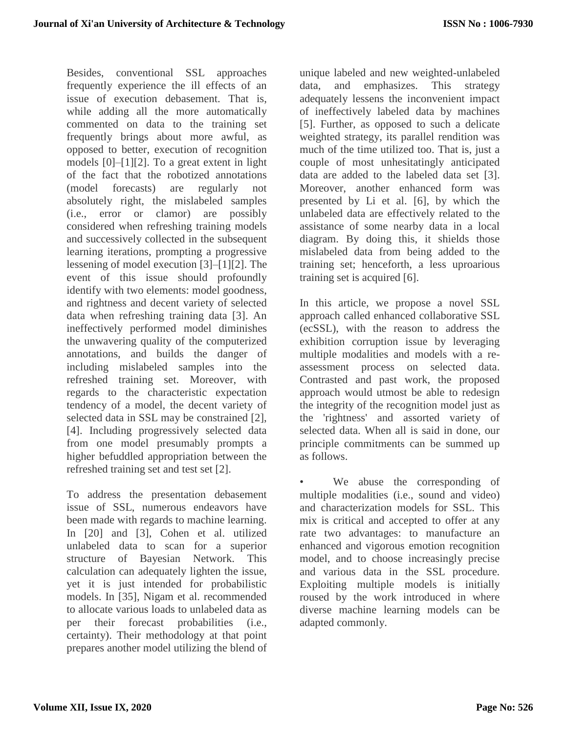Besides, conventional SSL approaches frequently experience the ill effects of an issue of execution debasement. That is, while adding all the more automatically commented on data to the training set frequently brings about more awful, as opposed to better, execution of recognition models [0]–[1][2]. To a great extent in light of the fact that the robotized annotations (model forecasts) are regularly not absolutely right, the mislabeled samples (i.e., error or clamor) are possibly considered when refreshing training models and successively collected in the subsequent learning iterations, prompting a progressive lessening of model execution [3]–[1][2]. The event of this issue should profoundly identify with two elements: model goodness, and rightness and decent variety of selected data when refreshing training data [3]. An ineffectively performed model diminishes the unwavering quality of the computerized annotations, and builds the danger of including mislabeled samples into the refreshed training set. Moreover, with regards to the characteristic expectation tendency of a model, the decent variety of selected data in SSL may be constrained [2], [4]. Including progressively selected data from one model presumably prompts a higher befuddled appropriation between the refreshed training set and test set [2].

To address the presentation debasement issue of SSL, numerous endeavors have been made with regards to machine learning. In [20] and [3], Cohen et al. utilized unlabeled data to scan for a superior structure of Bayesian Network. This calculation can adequately lighten the issue, yet it is just intended for probabilistic models. In [35], Nigam et al. recommended to allocate various loads to unlabeled data as per their forecast probabilities (i.e., certainty). Their methodology at that point prepares another model utilizing the blend of unique labeled and new weighted-unlabeled data, and emphasizes. This strategy adequately lessens the inconvenient impact of ineffectively labeled data by machines [5]. Further, as opposed to such a delicate weighted strategy, its parallel rendition was much of the time utilized too. That is, just a couple of most unhesitatingly anticipated data are added to the labeled data set [3]. Moreover, another enhanced form was presented by Li et al. [6], by which the unlabeled data are effectively related to the assistance of some nearby data in a local diagram. By doing this, it shields those mislabeled data from being added to the training set; henceforth, a less uproarious training set is acquired [6].

In this article, we propose a novel SSL approach called enhanced collaborative SSL (ecSSL), with the reason to address the exhibition corruption issue by leveraging multiple modalities and models with a re-assessment process on selected data. Contrasted and past work, the proposed approach would utmost be able to redesign the integrity of the recognition model just as the 'rightness' and assorted variety of selected data. When all is said in done, our principle commitments can be summed up as follows.

- We abuse the corresponding of multiple modalities (i.e., sound and video) and characterization models for SSL. This mix is critical and accepted to offer at any rate two advantages: to manufacture an enhanced and vigorous emotion recognition model, and to choose increasingly precise and various data in the SSL procedure. Exploiting multiple models is initially roused by the work introduced in where diverse machine learning models can be adapted commonly.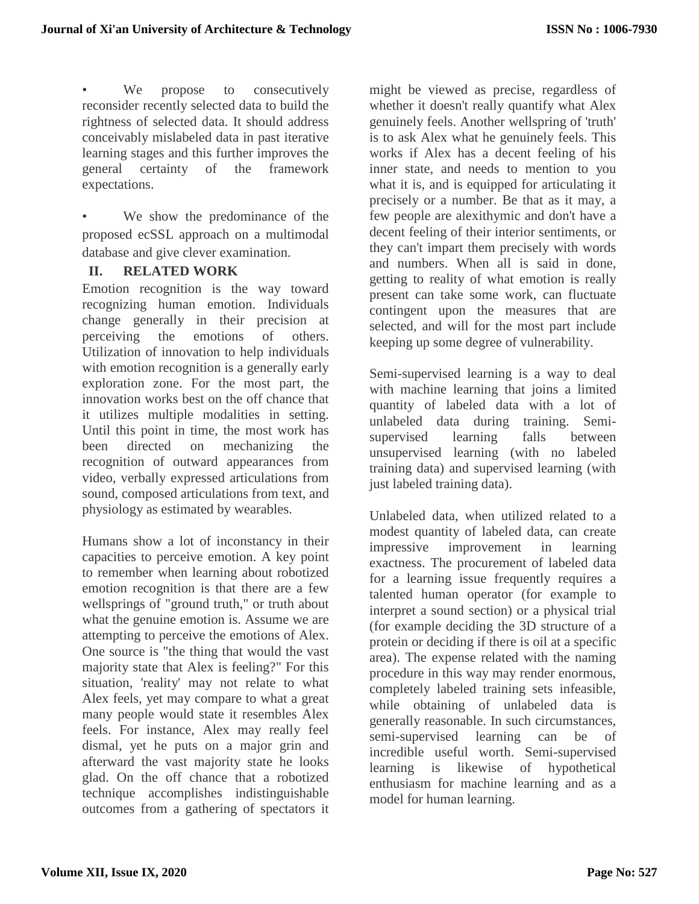- We propose to consecutively reconsider recently selected data to build the rightness of selected data. It should address conceivably mislabeled data in past iterative learning stages and this further improves the general certainty of the framework expectations.

- We show the predominance of the proposed ecSSL approach on a multimodal database and give clever examination.

## II. RELATED WORK

Emotion recognition is the way toward recognizing human emotion. Individuals change generally in their precision at perceiving the emotions of others. Utilization of innovation to help individuals with emotion recognition is a generally early exploration zone. For the most part, the innovation works best on the off chance that it utilizes multiple modalities in setting. Until this point in time, the most work has been directed on mechanizing the recognition of outward appearances from video, verbally expressed articulations from sound, composed articulations from text, and physiology as estimated by wearables.

Humans show a lot of inconstancy in their capacities to perceive emotion. A key point to remember when learning about robotized emotion recognition is that there are a few wellsprings of "ground truth," or truth about what the genuine emotion is. Assume we are attempting to perceive the emotions of Alex. One source is "the thing that would the vast majority state that Alex is feeling?" For this situation, 'reality' may not relate to what Alex feels, yet may compare to what a great many people would state it resembles Alex feels. For instance, Alex may really feel dismal, yet he puts on a major grin and afterward the vast majority state he looks glad. On the off chance that a robotized technique accomplishes indistinguishable outcomes from a gathering of spectators it might be viewed as precise, regardless of whether it doesn't really quantify what Alex genuinely feels. Another wellspring of 'truth' is to ask Alex what he genuinely feels. This works if Alex has a decent feeling of his inner state, and needs to mention to you what it is, and is equipped for articulating it precisely or a number. Be that as it may, a few people are alexithymic and don't have a decent feeling of their interior sentiments, or they can't impart them precisely with words and numbers. When all is said in done, getting to reality of what emotion is really present can take some work, can fluctuate contingent upon the measures that are selected, and will for the most part include keeping up some degree of vulnerability.

Semi-supervised learning is a way to deal with machine learning that joins a limited quantity of labeled data with a lot of unlabeled data during training. Semi-supervised learning falls between unsupervised learning (with no labeled training data) and supervised learning (with just labeled training data).

Unlabeled data, when utilized related to a modest quantity of labeled data, can create impressive improvement in learning exactness. The procurement of labeled data for a learning issue frequently requires a talented human operator (for example to interpret a sound section) or a physical trial (for example deciding the 3D structure of a protein or deciding if there is oil at a specific area). The expense related with the naming procedure in this way may render enormous, completely labeled training sets infeasible, while obtaining of unlabeled data is generally reasonable. In such circumstances, semi-supervised learning can be of incredible useful worth. Semi-supervised learning is likewise of hypothetical enthusiasm for machine learning and as a model for human learning.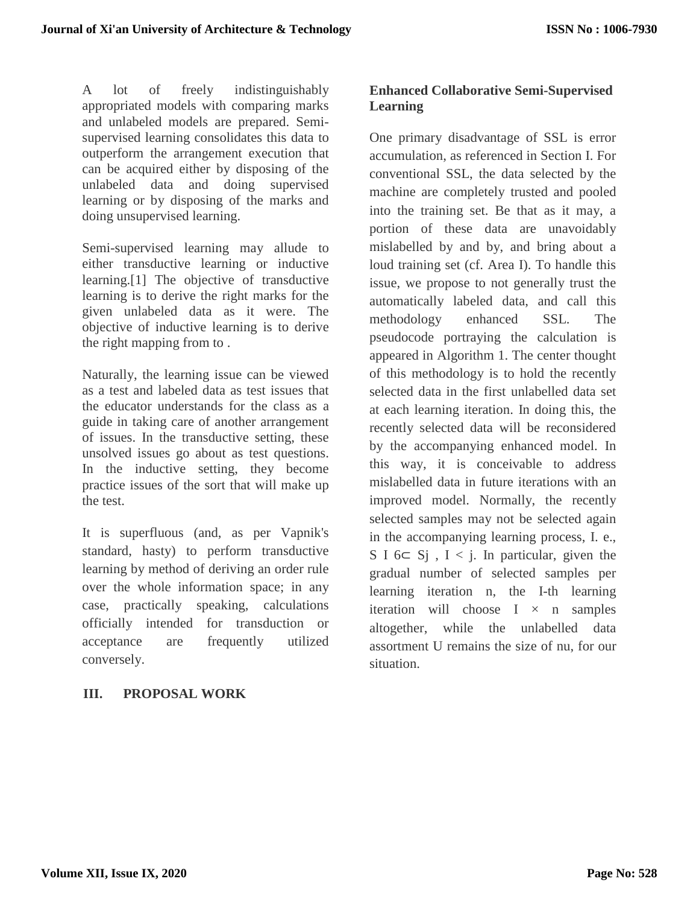A lot of freely indistinguishably appropriated models with comparing marks and unlabeled models are prepared. Semi-supervised learning consolidates this data to outperform the arrangement execution that can be acquired either by disposing of the unlabeled data and doing supervised learning or by disposing of the marks and doing unsupervised learning.

Semi-supervised learning may allude to either transductive learning or inductive learning.[1] The objective of transductive learning is to derive the right marks for the given unlabeled data as it were. The objective of inductive learning is to derive the right mapping from to .

Naturally, the learning issue can be viewed as a test and labeled data as test issues that the educator understands for the class as a guide in taking care of another arrangement of issues. In the transductive setting, these unsolved issues go about as test questions. In the inductive setting, they become practice issues of the sort that will make up the test.

It is superfluous (and, as per Vapnik's standard, hasty) to perform transductive learning by method of deriving an order rule over the whole information space; in any case, practically speaking, calculations officially intended for transduction or acceptance are frequently utilized conversely.

## III. PROPOSAL WORK

### Enhanced Collaborative Semi-Supervised Learning

One primary disadvantage of SSL is error accumulation, as referenced in Section I. For conventional SSL, the data selected by the machine are completely trusted and pooled into the training set. Be that as it may, a portion of these data are unavoidably mislabelled by and by, and bring about a loud training set (cf. Area I). To handle this issue, we propose to not generally trust the automatically labeled data, and call this methodology enhanced SSL. The pseudocode portraying the calculation is appeared in Algorithm 1. The center thought of this methodology is to hold the recently selected data in the first unlabelled data set at each learning iteration. In doing this, the recently selected data will be reconsidered by the accompanying enhanced model. In this way, it is conceivable to address mislabelled data in future iterations with an improved model. Normally, the recently selected samples may not be selected again in the accompanying learning process, I. e., S I 6⊂ Sj , I < j. In particular, given the gradual number of selected samples per learning iteration n, the I-th learning iteration will choose I × n samples altogether, while the unlabelled data assortment U remains the size of nu, for our situation.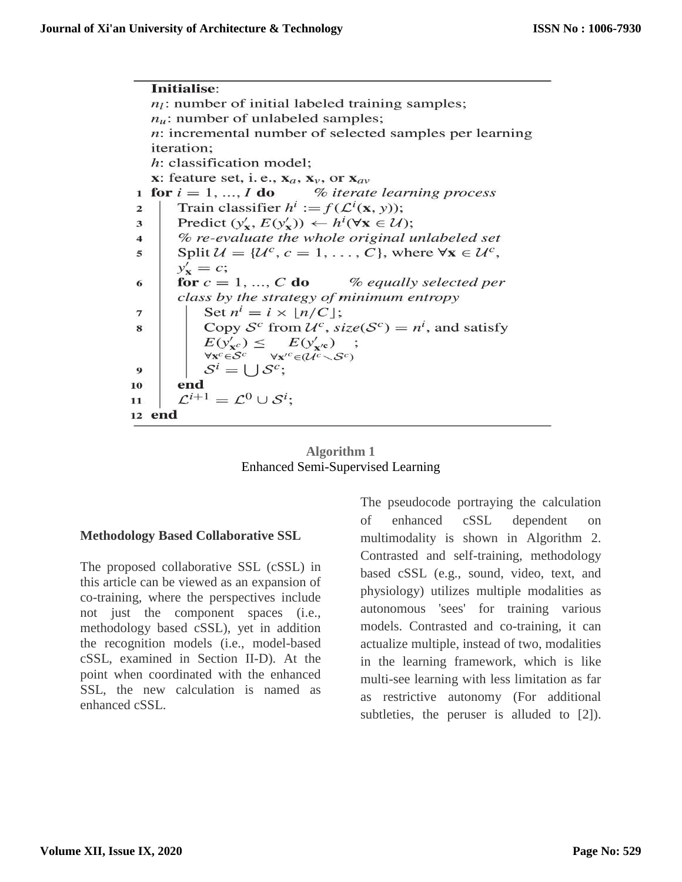```
Initialise:
  n_l: number of initial labeled training samples;
  n_u: number of unlabeled samples;
  n: incremental number of selected samples per learning
  iteration;
  h: classification model;
  x: feature set, i. e., x_a, x_v, or x_av
1  for i = 1, ..., I do        % iterate learning process
2  |  Train classifier h^i := f(L^i(x, y));
3  |  Predict (y'_x, E(y'_x)) ← h^i(∀x ∈ U);
4  |  % re-evaluate the whole original unlabeled set
5  |  Split U = {U^c, c = 1, ..., C}, where ∀x ∈ U^c,
   |  y'_x = c;
6  |  for c = 1, ..., C do       % equally selected per
   |  class by the strategy of minimum entropy
7  |  |  Set n^i = i × ⌊n/C⌋;
8  |  |  Copy S^c from U^c, size(S^c) = n^i, and satisfy
   |  |  E(y'_{x^c}) ≤ E(y'_{x'^c}) ;
   |  |  ∀x^c∈S^c     ∀x'^c∈(U^c \ S^c)
9  |  |  S^i = ⋃ S^c;
10 |  end
11 |  L^{i+1} = L^0 ∪ S^i;
12 end
```

**Algorithm 1**
Enhanced Semi-Supervised Learning

**Methodology Based Collaborative SSL**

The proposed collaborative SSL (cSSL) in this article can be viewed as an expansion of co-training, where the perspectives include not just the component spaces (i.e., methodology based cSSL), yet in addition the recognition models (i.e., model-based cSSL, examined in Section II-D). At the point when coordinated with the enhanced SSL, the new calculation is named as enhanced cSSL.

The pseudocode portraying the calculation of enhanced cSSL dependent on multimodality is shown in Algorithm 2. Contrasted and self-training, methodology based cSSL (e.g., sound, video, text, and physiology) utilizes multiple modalities as autonomous 'sees' for training various models. Contrasted and co-training, it can actualize multiple, instead of two, modalities in the learning framework, which is like multi-see learning with less limitation as far as restrictive autonomy (For additional subtleties, the peruser is alluded to [2]).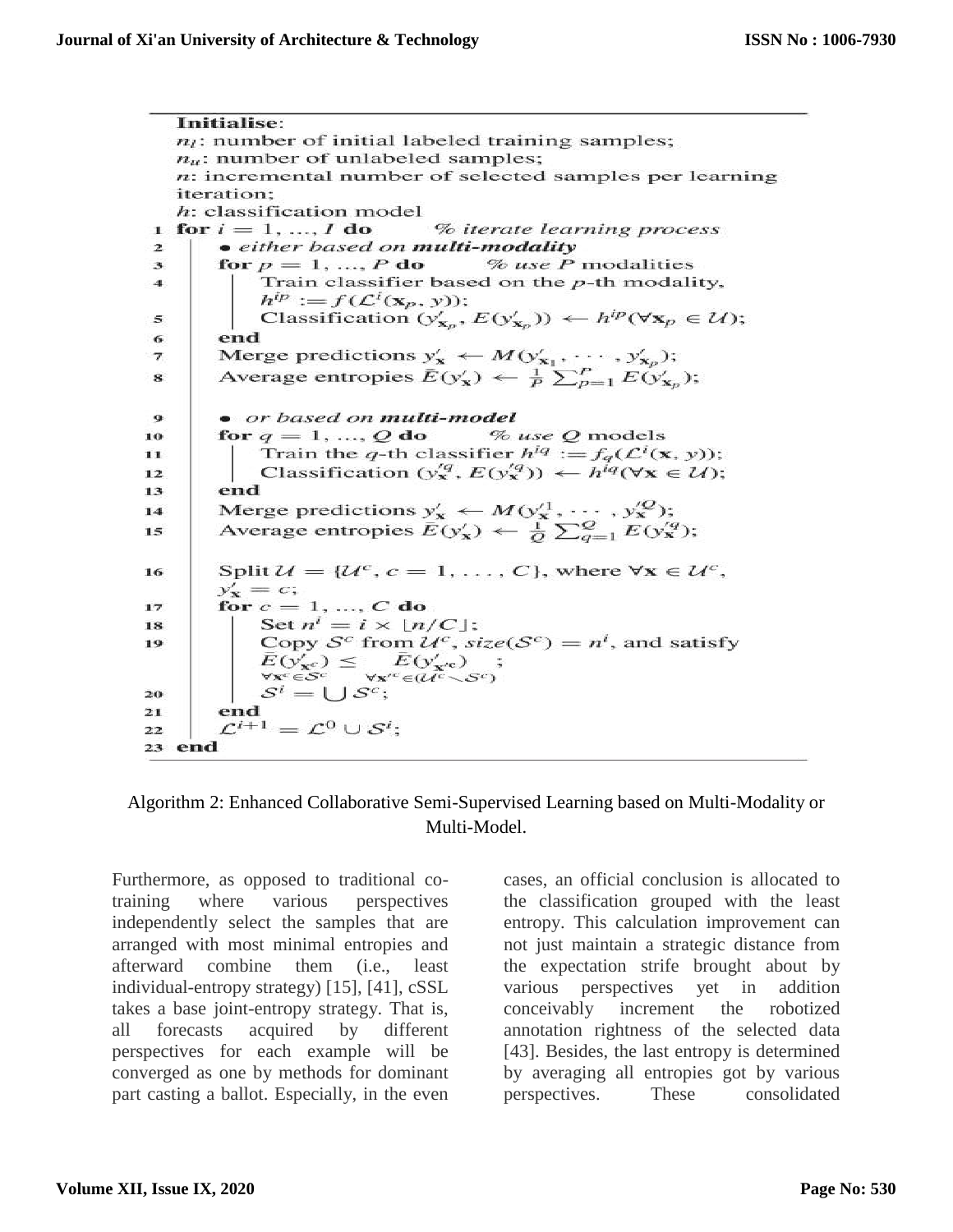**Initialise**:
$n_l$: number of initial labeled training samples;
$n_u$: number of unlabeled samples;
$n$: incremental number of selected samples per learning iteration;
$h$: classification model

```
1  for i = 1, ..., I do        % iterate learning process
2      • either based on multi-modality
3      for p = 1, ..., P do        % use P modalities
4          Train classifier based on the p-th modality,
           h^{ip} := f(L^i(x_p, y));
5          Classification (y'_{x_p}, E(y'_{x_p})) ← h^{ip}(∀x_p ∈ U);
6      end
7      Merge predictions y'_x ← M(y'_{x_1}, ..., y'_{x_p});
8      Average entropies Ē(y'_x) ← (1/P) Σ_{p=1}^{P} E(y'_{x_p});

9      • or based on multi-model
10     for q = 1, ..., Q do        % use Q models
11         Train the q-th classifier h^{iq} := f_q(L^i(x, y));
12         Classification (y'^q_x, E(y'^q_x)) ← h^{iq}(∀x ∈ U);
13     end
14     Merge predictions y'_x ← M(y'^1_x, ..., y'^Q_x);
15     Average entropies Ē(y'_x) ← (1/Q) Σ_{q=1}^{Q} E(y'^q_x);

16     Split U = {U^c, c = 1, ..., C}, where ∀x ∈ U^c,
       y'_x = c;
17     for c = 1, ..., C do
18         Set n^i = i × ⌊n/C⌋;
19         Copy S^c from U^c, size(S^c) = n^i, and satisfy
           Ē(y'_{x^c}) ≤ Ē(y'_{x'^c}) ;
           ∀x^c ∈ S^c   ∀x'^c ∈ (U^c \ S^c)
20         S^i = ∪ S^c;
21     end
22     L^{i+1} = L^0 ∪ S^i;
23 end
```

Algorithm 2: Enhanced Collaborative Semi-Supervised Learning based on Multi-Modality or Multi-Model.

Furthermore, as opposed to traditional co-training where various perspectives independently select the samples that are arranged with most minimal entropies and afterward combine them (i.e., least individual-entropy strategy) [15], [41], cSSL takes a base joint-entropy strategy. That is, all forecasts acquired by different perspectives for each example will be converged as one by methods for dominant part casting a ballot. Especially, in the even cases, an official conclusion is allocated to the classification grouped with the least entropy. This calculation improvement can not just maintain a strategic distance from the expectation strife brought about by various perspectives yet in addition conceivably increment the robotized annotation rightness of the selected data [43]. Besides, the last entropy is determined by averaging all entropies got by various perspectives. These consolidated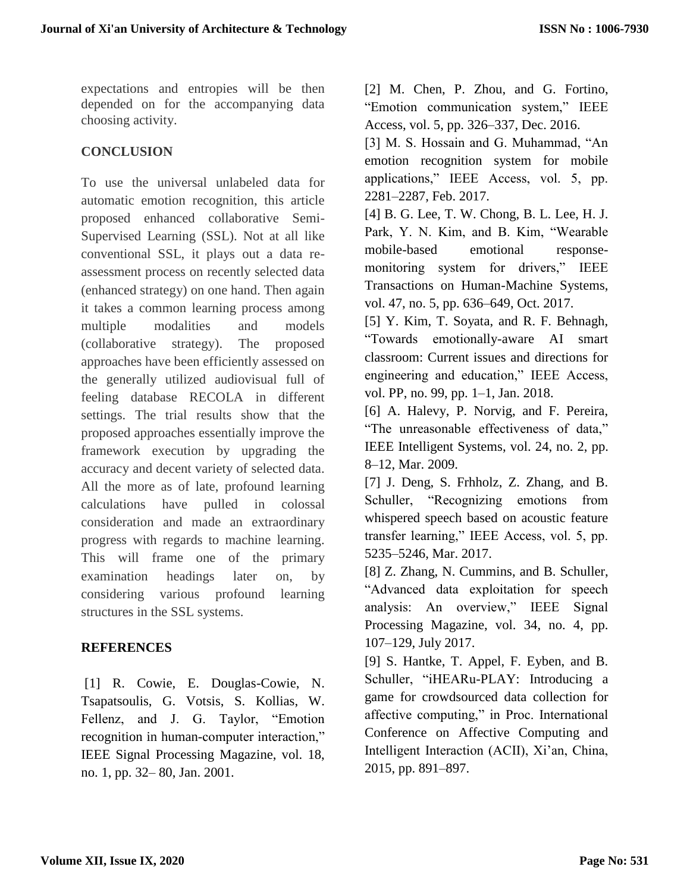expectations and entropies will be then depended on for the accompanying data choosing activity.

## CONCLUSION

To use the universal unlabeled data for automatic emotion recognition, this article proposed enhanced collaborative Semi-Supervised Learning (SSL). Not at all like conventional SSL, it plays out a data re-assessment process on recently selected data (enhanced strategy) on one hand. Then again it takes a common learning process among multiple modalities and models (collaborative strategy). The proposed approaches have been efficiently assessed on the generally utilized audiovisual full of feeling database RECOLA in different settings. The trial results show that the proposed approaches essentially improve the framework execution by upgrading the accuracy and decent variety of selected data. All the more as of late, profound learning calculations have pulled in colossal consideration and made an extraordinary progress with regards to machine learning. This will frame one of the primary examination headings later on, by considering various profound learning structures in the SSL systems.

## REFERENCES

[1] R. Cowie, E. Douglas-Cowie, N. Tsapatsoulis, G. Votsis, S. Kollias, W. Fellenz, and J. G. Taylor, "Emotion recognition in human-computer interaction," IEEE Signal Processing Magazine, vol. 18, no. 1, pp. 32– 80, Jan. 2001.

[2] M. Chen, P. Zhou, and G. Fortino, "Emotion communication system," IEEE Access, vol. 5, pp. 326–337, Dec. 2016.

[3] M. S. Hossain and G. Muhammad, "An emotion recognition system for mobile applications," IEEE Access, vol. 5, pp. 2281–2287, Feb. 2017.

[4] B. G. Lee, T. W. Chong, B. L. Lee, H. J. Park, Y. N. Kim, and B. Kim, "Wearable mobile-based emotional response-monitoring system for drivers," IEEE Transactions on Human-Machine Systems, vol. 47, no. 5, pp. 636–649, Oct. 2017.

[5] Y. Kim, T. Soyata, and R. F. Behnagh, "Towards emotionally-aware AI smart classroom: Current issues and directions for engineering and education," IEEE Access, vol. PP, no. 99, pp. 1–1, Jan. 2018.

[6] A. Halevy, P. Norvig, and F. Pereira, "The unreasonable effectiveness of data," IEEE Intelligent Systems, vol. 24, no. 2, pp. 8–12, Mar. 2009.

[7] J. Deng, S. Frhholz, Z. Zhang, and B. Schuller, "Recognizing emotions from whispered speech based on acoustic feature transfer learning," IEEE Access, vol. 5, pp. 5235–5246, Mar. 2017.

[8] Z. Zhang, N. Cummins, and B. Schuller, "Advanced data exploitation for speech analysis: An overview," IEEE Signal Processing Magazine, vol. 34, no. 4, pp. 107–129, July 2017.

[9] S. Hantke, T. Appel, F. Eyben, and B. Schuller, "iHEARu-PLAY: Introducing a game for crowdsourced data collection for affective computing," in Proc. International Conference on Affective Computing and Intelligent Interaction (ACII), Xi'an, China, 2015, pp. 891–897.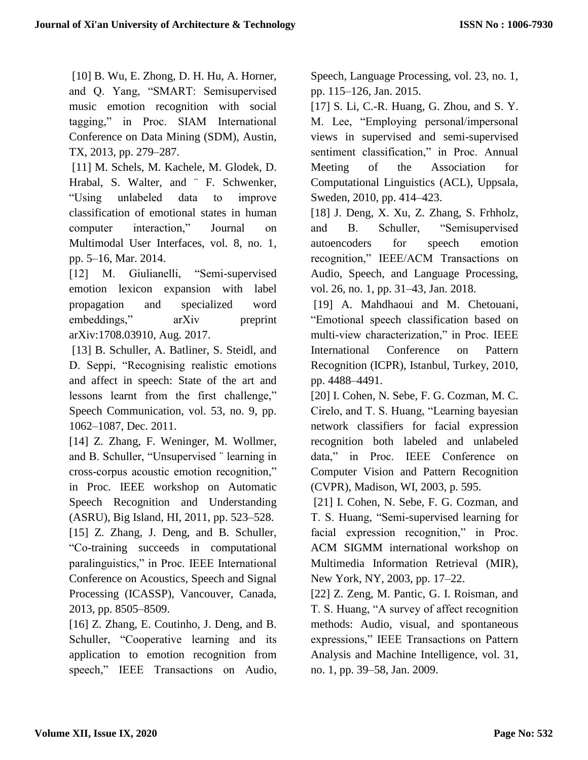[10] B. Wu, E. Zhong, D. H. Hu, A. Horner, and Q. Yang, "SMART: Semisupervised music emotion recognition with social tagging," in Proc. SIAM International Conference on Data Mining (SDM), Austin, TX, 2013, pp. 279–287.

[11] M. Schels, M. Kachele, M. Glodek, D. Hrabal, S. Walter, and ¨ F. Schwenker, "Using unlabeled data to improve classification of emotional states in human computer interaction," Journal on Multimodal User Interfaces, vol. 8, no. 1, pp. 5–16, Mar. 2014.

[12] M. Giulianelli, "Semi-supervised emotion lexicon expansion with label propagation and specialized word embeddings," arXiv preprint arXiv:1708.03910, Aug. 2017.

[13] B. Schuller, A. Batliner, S. Steidl, and D. Seppi, "Recognising realistic emotions and affect in speech: State of the art and lessons learnt from the first challenge," Speech Communication, vol. 53, no. 9, pp. 1062–1087, Dec. 2011.

[14] Z. Zhang, F. Weninger, M. Wollmer, and B. Schuller, "Unsupervised ¨ learning in cross-corpus acoustic emotion recognition," in Proc. IEEE workshop on Automatic Speech Recognition and Understanding (ASRU), Big Island, HI, 2011, pp. 523–528.

[15] Z. Zhang, J. Deng, and B. Schuller, "Co-training succeeds in computational paralinguistics," in Proc. IEEE International Conference on Acoustics, Speech and Signal Processing (ICASSP), Vancouver, Canada, 2013, pp. 8505–8509.

[16] Z. Zhang, E. Coutinho, J. Deng, and B. Schuller, "Cooperative learning and its application to emotion recognition from speech," IEEE Transactions on Audio, Speech, Language Processing, vol. 23, no. 1, pp. 115–126, Jan. 2015.

[17] S. Li, C.-R. Huang, G. Zhou, and S. Y. M. Lee, "Employing personal/impersonal views in supervised and semi-supervised sentiment classification," in Proc. Annual Meeting of the Association for Computational Linguistics (ACL), Uppsala, Sweden, 2010, pp. 414–423.

[18] J. Deng, X. Xu, Z. Zhang, S. Frhholz, and B. Schuller, "Semisupervised autoencoders for speech emotion recognition," IEEE/ACM Transactions on Audio, Speech, and Language Processing, vol. 26, no. 1, pp. 31–43, Jan. 2018.

[19] A. Mahdhaoui and M. Chetouani, "Emotional speech classification based on multi-view characterization," in Proc. IEEE International Conference on Pattern Recognition (ICPR), Istanbul, Turkey, 2010, pp. 4488–4491.

[20] I. Cohen, N. Sebe, F. G. Cozman, M. C. Cirelo, and T. S. Huang, "Learning bayesian network classifiers for facial expression recognition both labeled and unlabeled data," in Proc. IEEE Conference on Computer Vision and Pattern Recognition (CVPR), Madison, WI, 2003, p. 595.

[21] I. Cohen, N. Sebe, F. G. Cozman, and T. S. Huang, "Semi-supervised learning for facial expression recognition," in Proc. ACM SIGMM international workshop on Multimedia Information Retrieval (MIR), New York, NY, 2003, pp. 17–22.

[22] Z. Zeng, M. Pantic, G. I. Roisman, and T. S. Huang, "A survey of affect recognition methods: Audio, visual, and spontaneous expressions," IEEE Transactions on Pattern Analysis and Machine Intelligence, vol. 31, no. 1, pp. 39–58, Jan. 2009.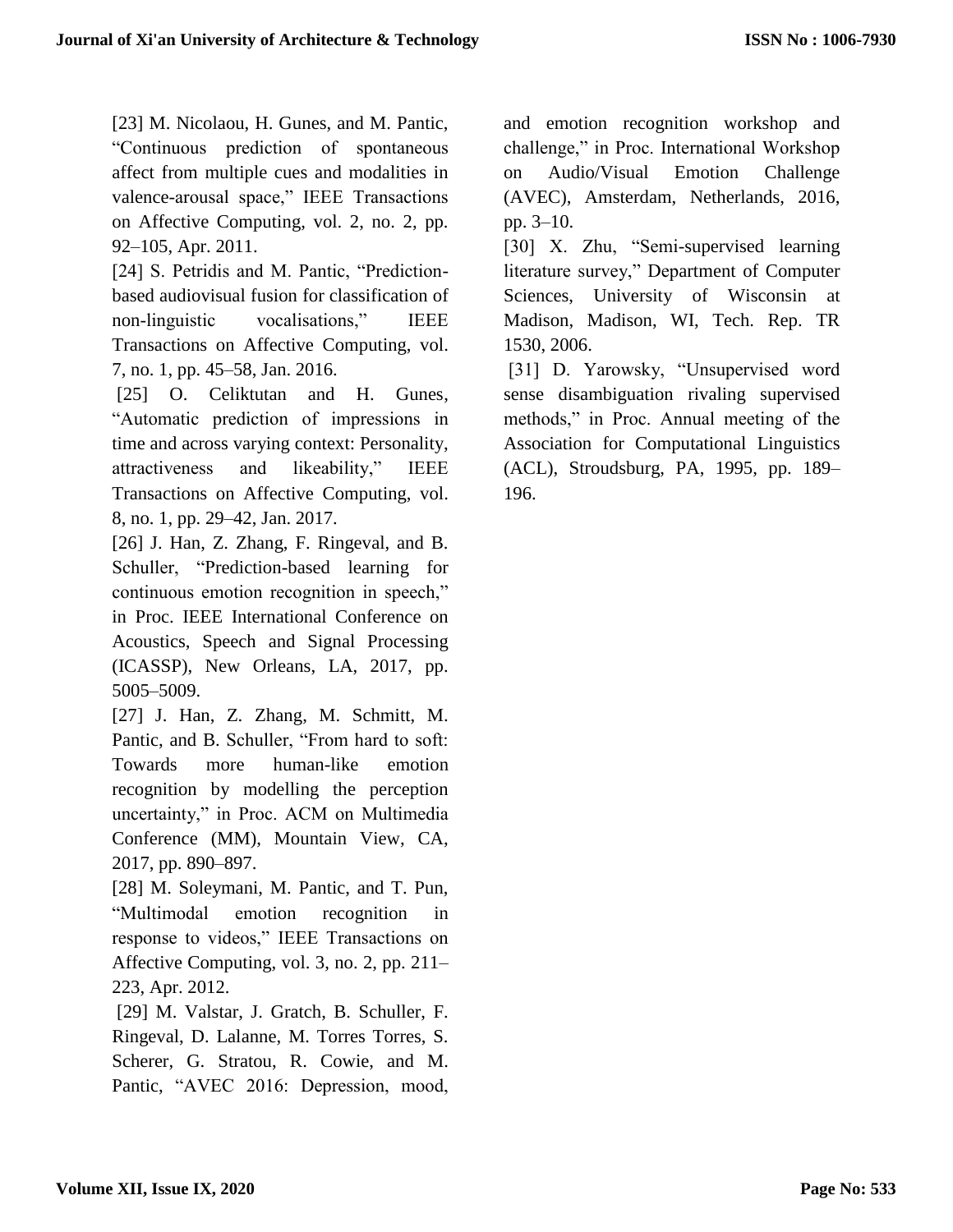[23] M. Nicolaou, H. Gunes, and M. Pantic, “Continuous prediction of spontaneous affect from multiple cues and modalities in valence-arousal space,” IEEE Transactions on Affective Computing, vol. 2, no. 2, pp. 92–105, Apr. 2011.

[24] S. Petridis and M. Pantic, “Prediction-based audiovisual fusion for classification of non-linguistic vocalisations,” IEEE Transactions on Affective Computing, vol. 7, no. 1, pp. 45–58, Jan. 2016.

[25] O. Celiktutan and H. Gunes, “Automatic prediction of impressions in time and across varying context: Personality, attractiveness and likeability,” IEEE Transactions on Affective Computing, vol. 8, no. 1, pp. 29–42, Jan. 2017.

[26] J. Han, Z. Zhang, F. Ringeval, and B. Schuller, “Prediction-based learning for continuous emotion recognition in speech,” in Proc. IEEE International Conference on Acoustics, Speech and Signal Processing (ICASSP), New Orleans, LA, 2017, pp. 5005–5009.

[27] J. Han, Z. Zhang, M. Schmitt, M. Pantic, and B. Schuller, “From hard to soft: Towards more human-like emotion recognition by modelling the perception uncertainty,” in Proc. ACM on Multimedia Conference (MM), Mountain View, CA, 2017, pp. 890–897.

[28] M. Soleymani, M. Pantic, and T. Pun, “Multimodal emotion recognition in response to videos,” IEEE Transactions on Affective Computing, vol. 3, no. 2, pp. 211–223, Apr. 2012.

[29] M. Valstar, J. Gratch, B. Schuller, F. Ringeval, D. Lalanne, M. Torres Torres, S. Scherer, G. Stratou, R. Cowie, and M. Pantic, “AVEC 2016: Depression, mood, and emotion recognition workshop and challenge,” in Proc. International Workshop on Audio/Visual Emotion Challenge (AVEC), Amsterdam, Netherlands, 2016, pp. 3–10.

[30] X. Zhu, “Semi-supervised learning literature survey,” Department of Computer Sciences, University of Wisconsin at Madison, Madison, WI, Tech. Rep. TR 1530, 2006.

[31] D. Yarowsky, “Unsupervised word sense disambiguation rivaling supervised methods,” in Proc. Annual meeting of the Association for Computational Linguistics (ACL), Stroudsburg, PA, 1995, pp. 189–196.